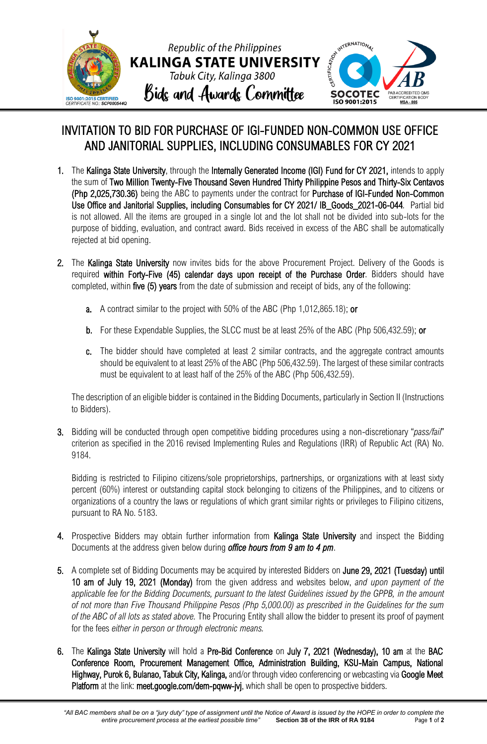Republic of the Philippines

**KALINGA STATE UNIVERSITY**

Tabuk City, Kalinga 3800

Bids and Awards Committee

# INVITATION TO BID FOR PURCHASE OF IGI-FUNDED NON-COMMON USE OFFICE AND JANITORIAL SUPPLIES, INCLUDING CONSUMABLES FOR CY 2021

1. The **Kalinga State University**, through the **Internally Generated Income (IGI) Fund for CY 2021,** intends to apply the sum of **Two Million Twenty-Five Thousand Seven Hundred Thirty Philippine Pesos and Thirty-Six Centavos (Php 2,025,730.36)** being the ABC to payments under the contract for **Purchase of IGI-Funded Non-Common Use Office and Janitorial Supplies, including Consumables for CY 2021/ IB_Goods_2021-06-044**. Partial bid is not allowed. All the items are grouped in a single lot and the lot shall not be divided into sub-lots for the purpose of bidding, evaluation, and contract award. Bids received in excess of the ABC shall be automatically rejected at bid opening.

2. The **Kalinga State University** now invites bids for the above Procurement Project. Delivery of the Goods is required **within Forty-Five (45) calendar days upon receipt of the Purchase Order**. Bidders should have completed, within **five (5) years** from the date of submission and receipt of bids, any of the following:

   a. A contract similar to the project with 50% of the ABC (Php 1,012,865.18); **or**

   b. For these Expendable Supplies, the SLCC must be at least 25% of the ABC (Php 506,432.59); **or**

   c. The bidder should have completed at least 2 similar contracts, and the aggregate contract amounts should be equivalent to at least 25% of the ABC (Php 506,432.59). The largest of these similar contracts must be equivalent to at least half of the 25% of the ABC (Php 506,432.59).

   The description of an eligible bidder is contained in the Bidding Documents, particularly in Section II (Instructions to Bidders).

3. Bidding will be conducted through open competitive bidding procedures using a non-discretionary "*pass/fail*" criterion as specified in the 2016 revised Implementing Rules and Regulations (IRR) of Republic Act (RA) No. 9184.

   Bidding is restricted to Filipino citizens/sole proprietorships, partnerships, or organizations with at least sixty percent (60%) interest or outstanding capital stock belonging to citizens of the Philippines, and to citizens or organizations of a country the laws or regulations of which grant similar rights or privileges to Filipino citizens, pursuant to RA No. 5183.

4. Prospective Bidders may obtain further information from **Kalinga State University** and inspect the Bidding Documents at the address given below during ***office hours from 9 am to 4 pm***.

5. A complete set of Bidding Documents may be acquired by interested Bidders on **June 29, 2021 (Tuesday) until 10 am of July 19, 2021 (Monday)** from the given address and websites below, *and upon payment of the applicable fee for the Bidding Documents, pursuant to the latest Guidelines issued by the GPPB, in the amount of not more than Five Thousand Philippine Pesos (Php 5,000.00) as prescribed in the Guidelines for the sum of the ABC of all lots as stated above.* The Procuring Entity shall allow the bidder to present its proof of payment for the fees *either in person or through electronic means.*

6. The **Kalinga State University** will hold a **Pre-Bid Conference** on **July 7, 2021 (Wednesday), 10 am** at the **BAC Conference Room, Procurement Management Office, Administration Building, KSU-Main Campus, National Highway, Purok 6, Bulanao, Tabuk City, Kalinga,** and/or through video conferencing or webcasting via **Google Meet Platform** at the link: **meet.google.com/dem-pqww-jvj**, which shall be open to prospective bidders.

*"All BAC members shall be on a "jury duty" type of assignment until the Notice of Award is issued by the HOPE in order to complete the entire procurement process at the earliest possible time"* **Section 38 of the IRR of RA 9184**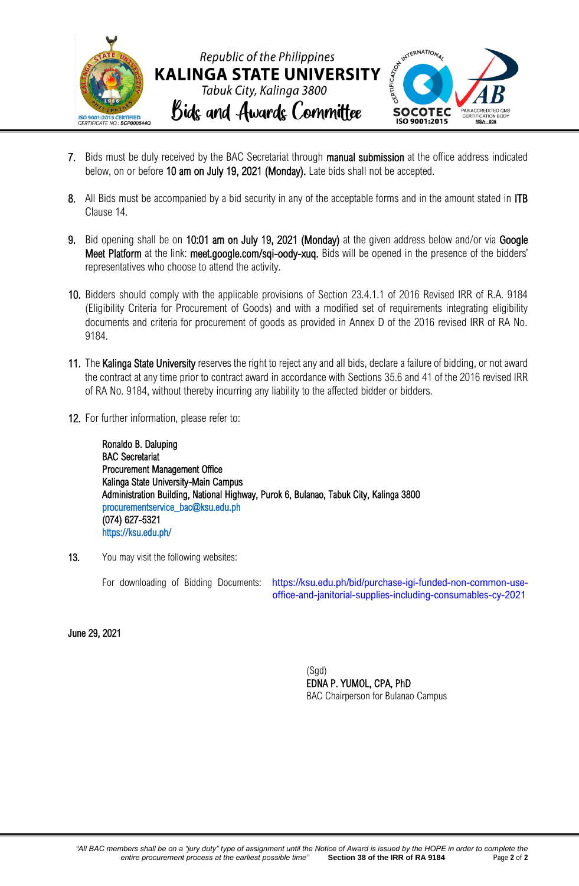7. Bids must be duly received by the BAC Secretariat through **manual submission** at the office address indicated below, on or before **10 am on July 19, 2021 (Monday).** Late bids shall not be accepted.

8. All Bids must be accompanied by a bid security in any of the acceptable forms and in the amount stated in **ITB** Clause 14.

9. Bid opening shall be on **10:01 am on July 19, 2021 (Monday)** at the given address below and/or via **Google Meet Platform** at the link: **meet.google.com/sqi-oody-xuq.** Bids will be opened in the presence of the bidders' representatives who choose to attend the activity.

10. Bidders should comply with the applicable provisions of Section 23.4.1.1 of 2016 Revised IRR of R.A. 9184 (Eligibility Criteria for Procurement of Goods) and with a modified set of requirements integrating eligibility documents and criteria for procurement of goods as provided in Annex D of the 2016 revised IRR of RA No. 9184.

11. The **Kalinga State University** reserves the right to reject any and all bids, declare a failure of bidding, or not award the contract at any time prior to contract award in accordance with Sections 35.6 and 41 of the 2016 revised IRR of RA No. 9184, without thereby incurring any liability to the affected bidder or bidders.

12. For further information, please refer to:

    **Ronaldo B. Daluping**
    **BAC Secretariat**
    **Procurement Management Office**
    **Kalinga State University-Main Campus**
    **Administration Building, National Highway, Purok 6, Bulanao, Tabuk City, Kalinga 3800**
    procurementservice_bac@ksu.edu.ph
    **(074) 627-5321**
    https://ksu.edu.ph/

13. You may visit the following websites:

    For downloading of Bidding Documents: https://ksu.edu.ph/bid/purchase-igi-funded-non-common-use-office-and-janitorial-supplies-including-consumables-cy-2021

**June 29, 2021**

(Sgd)
**EDNA P. YUMOL, CPA, PhD**
BAC Chairperson for Bulanao Campus